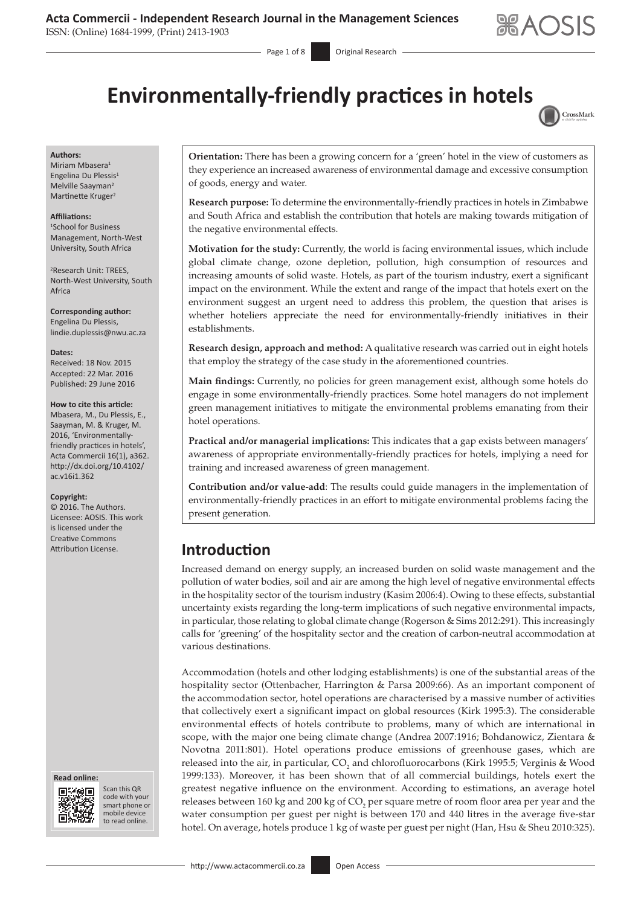# Environmentally-friendly practices in hotels

**Authors:**
Miriam Mbasera[1]
Engelina Du Plessis[1]
Melville Saayman[2]
Martinette Kruger[2]

**Affiliations:**
[1]School for Business Management, North-West University, South Africa

[2]Research Unit: TREES, North-West University, South Africa

**Corresponding author:**
Engelina Du Plessis,
lindie.duplessis@nwu.ac.za

**Dates:**
Received: 18 Nov. 2015
Accepted: 22 Mar. 2016
Published: 29 June 2016

**How to cite this article:**
Mbasera, M., Du Plessis, E., Saayman, M. & Kruger, M. 2016, 'Environmentally-friendly practices in hotels', Acta Commercii 16(1), a362. http://dx.doi.org/10.4102/ac.v16i1.362

**Copyright:**
© 2016. The Authors. Licensee: AOSIS. This work is licensed under the Creative Commons Attribution License.

**Orientation:** There has been a growing concern for a 'green' hotel in the view of customers as they experience an increased awareness of environmental damage and excessive consumption of goods, energy and water.

**Research purpose:** To determine the environmentally-friendly practices in hotels in Zimbabwe and South Africa and establish the contribution that hotels are making towards mitigation of the negative environmental effects.

**Motivation for the study:** Currently, the world is facing environmental issues, which include global climate change, ozone depletion, pollution, high consumption of resources and increasing amounts of solid waste. Hotels, as part of the tourism industry, exert a significant impact on the environment. While the extent and range of the impact that hotels exert on the environment suggest an urgent need to address this problem, the question that arises is whether hoteliers appreciate the need for environmentally-friendly initiatives in their establishments.

**Research design, approach and method:** A qualitative research was carried out in eight hotels that employ the strategy of the case study in the aforementioned countries.

**Main findings:** Currently, no policies for green management exist, although some hotels do engage in some environmentally-friendly practices. Some hotel managers do not implement green management initiatives to mitigate the environmental problems emanating from their hotel operations.

**Practical and/or managerial implications:** This indicates that a gap exists between managers' awareness of appropriate environmentally-friendly practices for hotels, implying a need for training and increased awareness of green management.

**Contribution and/or value-add**: The results could guide managers in the implementation of environmentally-friendly practices in an effort to mitigate environmental problems facing the present generation.

## Introduction

Increased demand on energy supply, an increased burden on solid waste management and the pollution of water bodies, soil and air are among the high level of negative environmental effects in the hospitality sector of the tourism industry (Kasim 2006:4). Owing to these effects, substantial uncertainty exists regarding the long-term implications of such negative environmental impacts, in particular, those relating to global climate change (Rogerson & Sims 2012:291). This increasingly calls for 'greening' of the hospitality sector and the creation of carbon-neutral accommodation at various destinations.

Accommodation (hotels and other lodging establishments) is one of the substantial areas of the hospitality sector (Ottenbacher, Harrington & Parsa 2009:66). As an important component of the accommodation sector, hotel operations are characterised by a massive number of activities that collectively exert a significant impact on global resources (Kirk 1995:3). The considerable environmental effects of hotels contribute to problems, many of which are international in scope, with the major one being climate change (Andrea 2007:1916; Bohdanowicz, Zientara & Novotna 2011:801). Hotel operations produce emissions of greenhouse gases, which are released into the air, in particular, $CO_2$ and chlorofluorocarbons (Kirk 1995:5; Verginis & Wood 1999:133). Moreover, it has been shown that of all commercial buildings, hotels exert the greatest negative influence on the environment. According to estimations, an average hotel releases between 160 kg and 200 kg of $CO_2$ per square metre of room floor area per year and the water consumption per guest per night is between 170 and 440 litres in the average five-star hotel. On average, hotels produce 1 kg of waste per guest per night (Han, Hsu & Sheu 2010:325).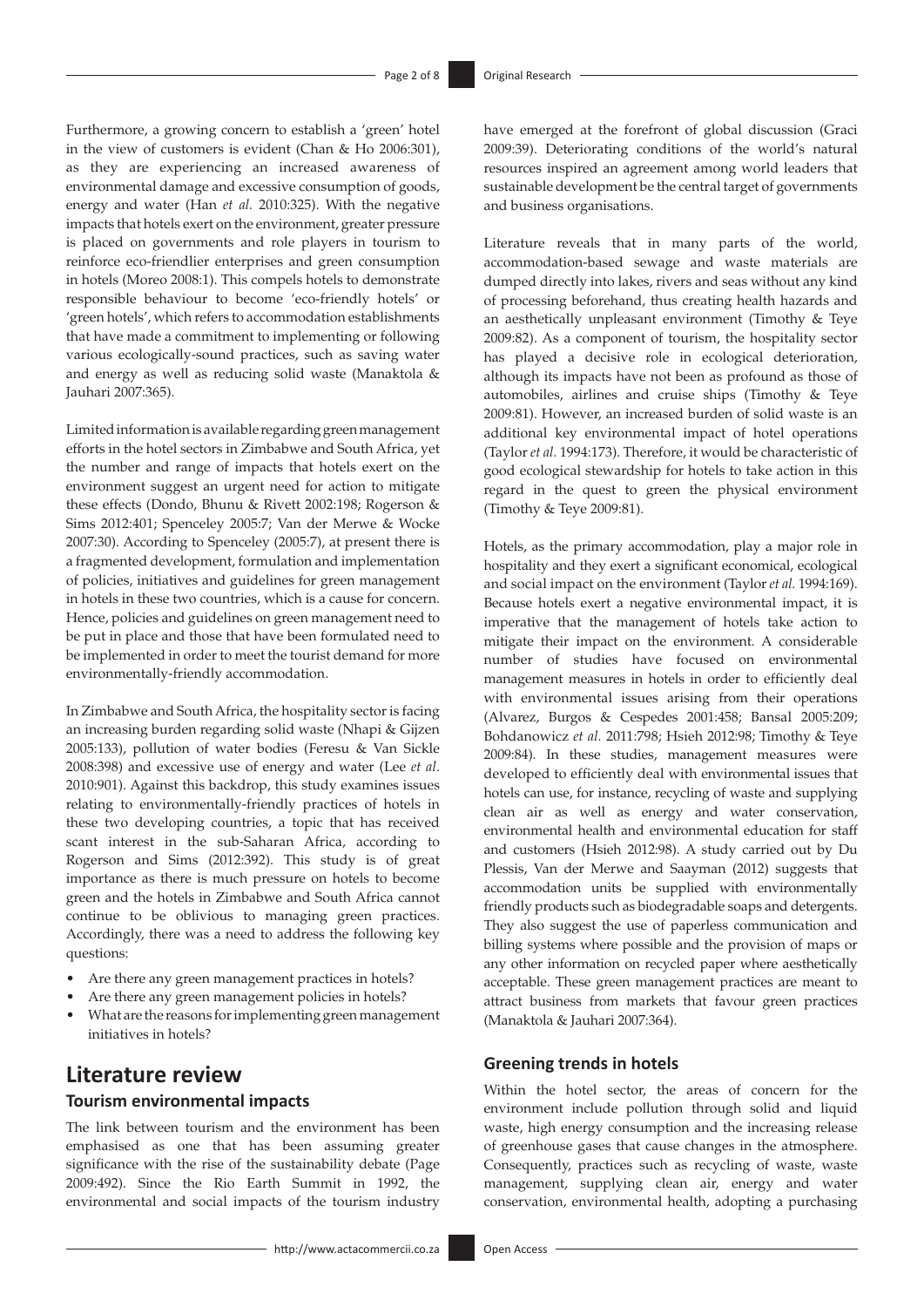Furthermore, a growing concern to establish a 'green' hotel in the view of customers is evident (Chan & Ho 2006:301), as they are experiencing an increased awareness of environmental damage and excessive consumption of goods, energy and water (Han *et al.* 2010:325). With the negative impacts that hotels exert on the environment, greater pressure is placed on governments and role players in tourism to reinforce eco-friendlier enterprises and green consumption in hotels (Moreo 2008:1). This compels hotels to demonstrate responsible behaviour to become 'eco-friendly hotels' or 'green hotels', which refers to accommodation establishments that have made a commitment to implementing or following various ecologically-sound practices, such as saving water and energy as well as reducing solid waste (Manaktola & Jauhari 2007:365).

Limited information is available regarding green management efforts in the hotel sectors in Zimbabwe and South Africa, yet the number and range of impacts that hotels exert on the environment suggest an urgent need for action to mitigate these effects (Dondo, Bhunu & Rivett 2002:198; Rogerson & Sims 2012:401; Spenceley 2005:7; Van der Merwe & Wocke 2007:30). According to Spenceley (2005:7), at present there is a fragmented development, formulation and implementation of policies, initiatives and guidelines for green management in hotels in these two countries, which is a cause for concern. Hence, policies and guidelines on green management need to be put in place and those that have been formulated need to be implemented in order to meet the tourist demand for more environmentally-friendly accommodation.

In Zimbabwe and South Africa, the hospitality sector is facing an increasing burden regarding solid waste (Nhapi & Gijzen 2005:133), pollution of water bodies (Feresu & Van Sickle 2008:398) and excessive use of energy and water (Lee *et al*. 2010:901). Against this backdrop, this study examines issues relating to environmentally-friendly practices of hotels in these two developing countries, a topic that has received scant interest in the sub-Saharan Africa, according to Rogerson and Sims (2012:392). This study is of great importance as there is much pressure on hotels to become green and the hotels in Zimbabwe and South Africa cannot continue to be oblivious to managing green practices. Accordingly, there was a need to address the following key questions:

- Are there any green management practices in hotels?
- Are there any green management policies in hotels?
- What are the reasons for implementing green management initiatives in hotels?

## Literature review

### Tourism environmental impacts

The link between tourism and the environment has been emphasised as one that has been assuming greater significance with the rise of the sustainability debate (Page 2009:492). Since the Rio Earth Summit in 1992, the environmental and social impacts of the tourism industry have emerged at the forefront of global discussion (Graci 2009:39). Deteriorating conditions of the world's natural resources inspired an agreement among world leaders that sustainable development be the central target of governments and business organisations.

Literature reveals that in many parts of the world, accommodation-based sewage and waste materials are dumped directly into lakes, rivers and seas without any kind of processing beforehand, thus creating health hazards and an aesthetically unpleasant environment (Timothy & Teye 2009:82). As a component of tourism, the hospitality sector has played a decisive role in ecological deterioration, although its impacts have not been as profound as those of automobiles, airlines and cruise ships (Timothy & Teye 2009:81). However, an increased burden of solid waste is an additional key environmental impact of hotel operations (Taylor *et al*. 1994:173). Therefore, it would be characteristic of good ecological stewardship for hotels to take action in this regard in the quest to green the physical environment (Timothy & Teye 2009:81).

Hotels, as the primary accommodation, play a major role in hospitality and they exert a significant economical, ecological and social impact on the environment (Taylor *et al.* 1994:169). Because hotels exert a negative environmental impact, it is imperative that the management of hotels take action to mitigate their impact on the environment. A considerable number of studies have focused on environmental management measures in hotels in order to efficiently deal with environmental issues arising from their operations (Alvarez, Burgos & Cespedes 2001:458; Bansal 2005:209; Bohdanowicz *et al.* 2011:798; Hsieh 2012:98; Timothy & Teye 2009:84). In these studies, management measures were developed to efficiently deal with environmental issues that hotels can use, for instance, recycling of waste and supplying clean air as well as energy and water conservation, environmental health and environmental education for staff and customers (Hsieh 2012:98). A study carried out by Du Plessis, Van der Merwe and Saayman (2012) suggests that accommodation units be supplied with environmentally friendly products such as biodegradable soaps and detergents. They also suggest the use of paperless communication and billing systems where possible and the provision of maps or any other information on recycled paper where aesthetically acceptable. These green management practices are meant to attract business from markets that favour green practices (Manaktola & Jauhari 2007:364).

### Greening trends in hotels

Within the hotel sector, the areas of concern for the environment include pollution through solid and liquid waste, high energy consumption and the increasing release of greenhouse gases that cause changes in the atmosphere. Consequently, practices such as recycling of waste, waste management, supplying clean air, energy and water conservation, environmental health, adopting a purchasing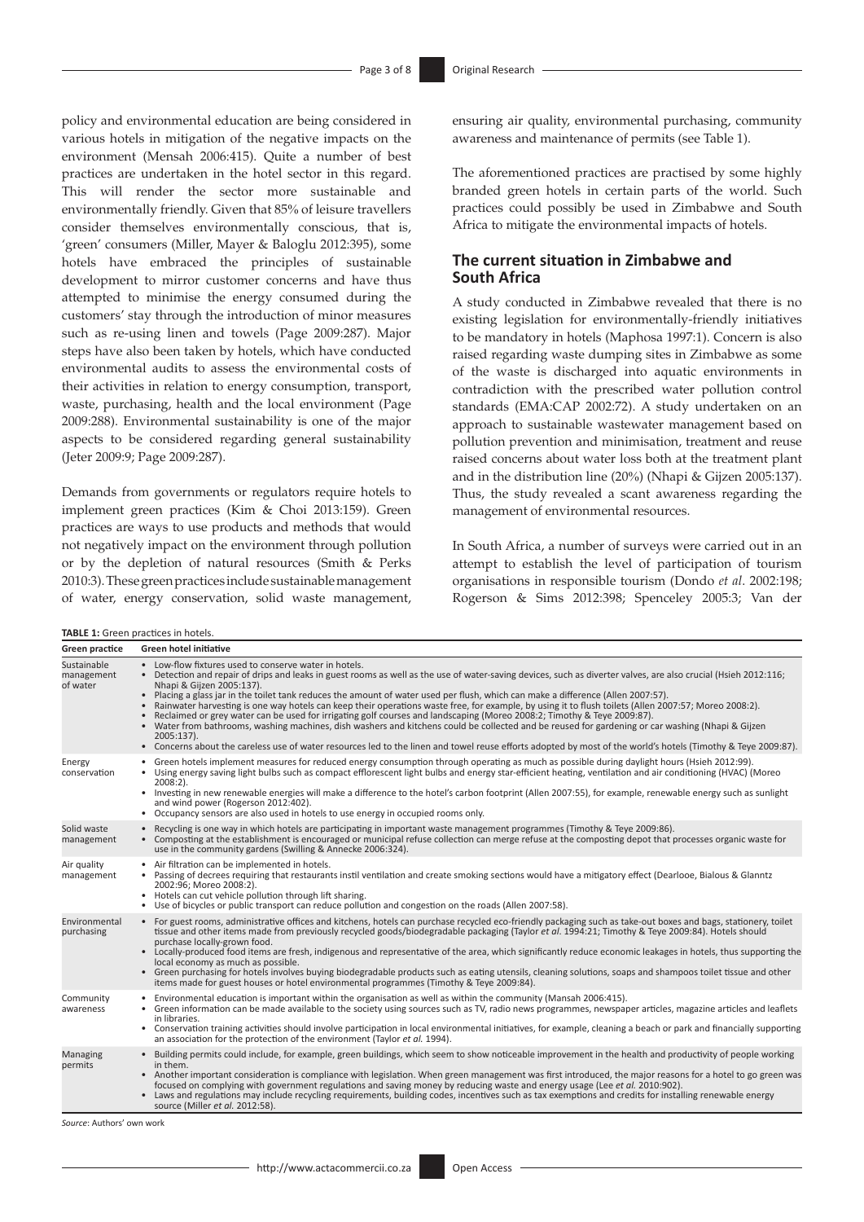policy and environmental education are being considered in various hotels in mitigation of the negative impacts on the environment (Mensah 2006:415). Quite a number of best practices are undertaken in the hotel sector in this regard. This will render the sector more sustainable and environmentally friendly. Given that 85% of leisure travellers consider themselves environmentally conscious, that is, 'green' consumers (Miller, Mayer & Baloglu 2012:395), some hotels have embraced the principles of sustainable development to mirror customer concerns and have thus attempted to minimise the energy consumed during the customers' stay through the introduction of minor measures such as re-using linen and towels (Page 2009:287). Major steps have also been taken by hotels, which have conducted environmental audits to assess the environmental costs of their activities in relation to energy consumption, transport, waste, purchasing, health and the local environment (Page 2009:288). Environmental sustainability is one of the major aspects to be considered regarding general sustainability (Jeter 2009:9; Page 2009:287).

Demands from governments or regulators require hotels to implement green practices (Kim & Choi 2013:159). Green practices are ways to use products and methods that would not negatively impact on the environment through pollution or by the depletion of natural resources (Smith & Perks 2010:3). These green practices include sustainable management of water, energy conservation, solid waste management, ensuring air quality, environmental purchasing, community awareness and maintenance of permits (see Table 1).

The aforementioned practices are practised by some highly branded green hotels in certain parts of the world. Such practices could possibly be used in Zimbabwe and South Africa to mitigate the environmental impacts of hotels.

## The current situation in Zimbabwe and South Africa

A study conducted in Zimbabwe revealed that there is no existing legislation for environmentally-friendly initiatives to be mandatory in hotels (Maphosa 1997:1). Concern is also raised regarding waste dumping sites in Zimbabwe as some of the waste is discharged into aquatic environments in contradiction with the prescribed water pollution control standards (EMA:CAP 2002:72). A study undertaken on an approach to sustainable wastewater management based on pollution prevention and minimisation, treatment and reuse raised concerns about water loss both at the treatment plant and in the distribution line (20%) (Nhapi & Gijzen 2005:137). Thus, the study revealed a scant awareness regarding the management of environmental resources.

In South Africa, a number of surveys were carried out in an attempt to establish the level of participation of tourism organisations in responsible tourism (Dondo *et al*. 2002:198; Rogerson & Sims 2012:398; Spenceley 2005:3; Van der

**TABLE 1:** Green practices in hotels.

| Green practice | Green hotel initiative |
|---|---|
| Sustainable management of water | • Low-flow fixtures used to conserve water in hotels.<br>• Detection and repair of drips and leaks in guest rooms as well as the use of water-saving devices, such as diverter valves, are also crucial (Hsieh 2012:116; Nhapi & Gijzen 2005:137).<br>• Placing a glass jar in the toilet tank reduces the amount of water used per flush, which can make a difference (Allen 2007:57).<br>• Rainwater harvesting is one way hotels can keep their operations waste free, for example, by using it to flush toilets (Allen 2007:57; Moreo 2008:2).<br>• Reclaimed or grey water can be used for irrigating golf courses and landscaping (Moreo 2008:2; Timothy & Teye 2009:87).<br>• Water from bathrooms, washing machines, dish washers and kitchens could be collected and be reused for gardening or car washing (Nhapi & Gijzen 2005:137).<br>• Concerns about the careless use of water resources led to the linen and towel reuse efforts adopted by most of the world's hotels (Timothy & Teye 2009:87). |
| Energy conservation | • Green hotels implement measures for reduced energy consumption through operating as much as possible during daylight hours (Hsieh 2012:99).<br>• Using energy saving light bulbs such as compact efflorescent light bulbs and energy star-efficient heating, ventilation and air conditioning (HVAC) (Moreo 2008:2).<br>• Investing in new renewable energies will make a difference to the hotel's carbon footprint (Allen 2007:55), for example, renewable energy such as sunlight and wind power (Rogerson 2012:402).<br>• Occupancy sensors are also used in hotels to use energy in occupied rooms only. |
| Solid waste management | • Recycling is one way in which hotels are participating in important waste management programmes (Timothy & Teye 2009:86).<br>• Composting at the establishment is encouraged or municipal refuse collection can merge refuse at the composting depot that processes organic waste for use in the community gardens (Swilling & Annecke 2006:324). |
| Air quality management | • Air filtration can be implemented in hotels.<br>• Passing of decrees requiring that restaurants instil ventilation and create smoking sections would have a mitigatory effect (Dearlooe, Bialous & Glanntz 2002:96; Moreo 2008:2).<br>• Hotels can cut vehicle pollution through lift sharing.<br>• Use of bicycles or public transport can reduce pollution and congestion on the roads (Allen 2007:58). |
| Environmental purchasing | • For guest rooms, administrative offices and kitchens, hotels can purchase recycled eco-friendly packaging such as take-out boxes and bags, stationery, toilet tissue and other items made from previously recycled goods/biodegradable packaging (Taylor *et al*. 1994:21; Timothy & Teye 2009:84). Hotels should purchase locally-grown food.<br>• Locally-produced food items are fresh, indigenous and representative of the area, which significantly reduce economic leakages in hotels, thus supporting the local economy as much as possible.<br>• Green purchasing for hotels involves buying biodegradable products such as eating utensils, cleaning solutions, soaps and shampoos toilet tissue and other items made for guest houses or hotel environmental programmes (Timothy & Teye 2009:84). |
| Community awareness | • Environmental education is important within the organisation as well as within the community (Mansah 2006:415).<br>• Green information can be made available to the society using sources such as TV, radio news programmes, newspaper articles, magazine articles and leaflets in libraries.<br>• Conservation training activities should involve participation in local environmental initiatives, for example, cleaning a beach or park and financially supporting an association for the protection of the environment (Taylor *et al*. 1994). |
| Managing permits | • Building permits could include, for example, green buildings, which seem to show noticeable improvement in the health and productivity of people working in them.<br>• Another important consideration is compliance with legislation. When green management was first introduced, the major reasons for a hotel to go green was focused on complying with government regulations and saving money by reducing waste and energy usage (Lee *et al*. 2010:902).<br>• Laws and regulations may include recycling requirements, building codes, incentives such as tax exemptions and credits for installing renewable energy source (Miller *et al*. 2012:58). |

*Source*: Authors' own work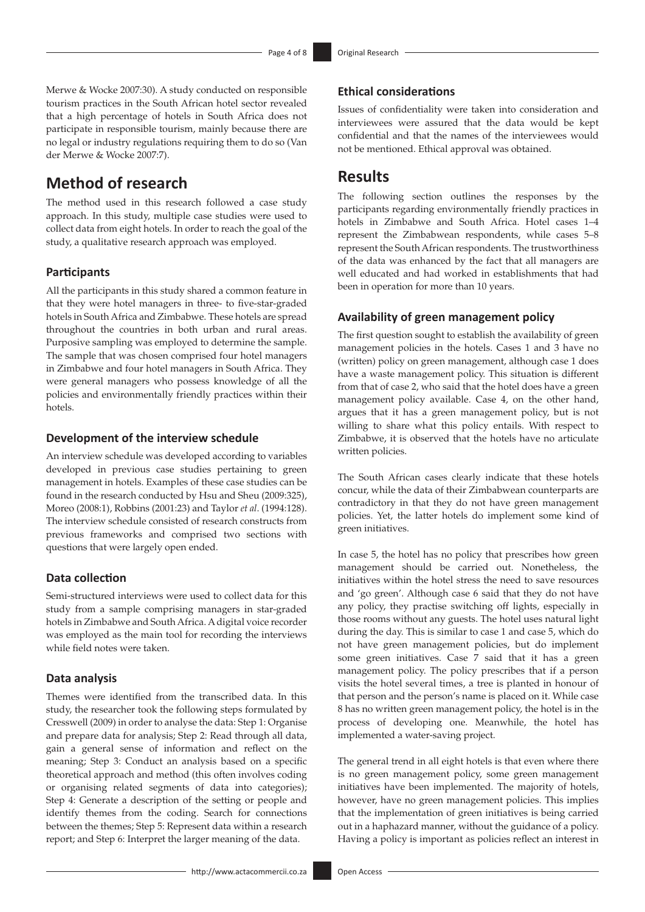Merwe & Wocke 2007:30). A study conducted on responsible tourism practices in the South African hotel sector revealed that a high percentage of hotels in South Africa does not participate in responsible tourism, mainly because there are no legal or industry regulations requiring them to do so (Van der Merwe & Wocke 2007:7).

# Method of research

The method used in this research followed a case study approach. In this study, multiple case studies were used to collect data from eight hotels. In order to reach the goal of the study, a qualitative research approach was employed.

## Participants

All the participants in this study shared a common feature in that they were hotel managers in three- to five-star-graded hotels in South Africa and Zimbabwe. These hotels are spread throughout the countries in both urban and rural areas. Purposive sampling was employed to determine the sample. The sample that was chosen comprised four hotel managers in Zimbabwe and four hotel managers in South Africa. They were general managers who possess knowledge of all the policies and environmentally friendly practices within their hotels.

## Development of the interview schedule

An interview schedule was developed according to variables developed in previous case studies pertaining to green management in hotels. Examples of these case studies can be found in the research conducted by Hsu and Sheu (2009:325), Moreo (2008:1), Robbins (2001:23) and Taylor *et al*. (1994:128). The interview schedule consisted of research constructs from previous frameworks and comprised two sections with questions that were largely open ended.

## Data collection

Semi-structured interviews were used to collect data for this study from a sample comprising managers in star-graded hotels in Zimbabwe and South Africa. A digital voice recorder was employed as the main tool for recording the interviews while field notes were taken.

## Data analysis

Themes were identified from the transcribed data. In this study, the researcher took the following steps formulated by Cresswell (2009) in order to analyse the data: Step 1: Organise and prepare data for analysis; Step 2: Read through all data, gain a general sense of information and reflect on the meaning; Step 3: Conduct an analysis based on a specific theoretical approach and method (this often involves coding or organising related segments of data into categories); Step 4: Generate a description of the setting or people and identify themes from the coding. Search for connections between the themes; Step 5: Represent data within a research report; and Step 6: Interpret the larger meaning of the data.

## Ethical considerations

Issues of confidentiality were taken into consideration and interviewees were assured that the data would be kept confidential and that the names of the interviewees would not be mentioned. Ethical approval was obtained.

# Results

The following section outlines the responses by the participants regarding environmentally friendly practices in hotels in Zimbabwe and South Africa. Hotel cases 1–4 represent the Zimbabwean respondents, while cases 5–8 represent the South African respondents. The trustworthiness of the data was enhanced by the fact that all managers are well educated and had worked in establishments that had been in operation for more than 10 years.

## Availability of green management policy

The first question sought to establish the availability of green management policies in the hotels. Cases 1 and 3 have no (written) policy on green management, although case 1 does have a waste management policy. This situation is different from that of case 2, who said that the hotel does have a green management policy available. Case 4, on the other hand, argues that it has a green management policy, but is not willing to share what this policy entails. With respect to Zimbabwe, it is observed that the hotels have no articulate written policies.

The South African cases clearly indicate that these hotels concur, while the data of their Zimbabwean counterparts are contradictory in that they do not have green management policies. Yet, the latter hotels do implement some kind of green initiatives.

In case 5, the hotel has no policy that prescribes how green management should be carried out. Nonetheless, the initiatives within the hotel stress the need to save resources and 'go green'. Although case 6 said that they do not have any policy, they practise switching off lights, especially in those rooms without any guests. The hotel uses natural light during the day. This is similar to case 1 and case 5, which do not have green management policies, but do implement some green initiatives. Case 7 said that it has a green management policy. The policy prescribes that if a person visits the hotel several times, a tree is planted in honour of that person and the person's name is placed on it. While case 8 has no written green management policy, the hotel is in the process of developing one. Meanwhile, the hotel has implemented a water-saving project.

The general trend in all eight hotels is that even where there is no green management policy, some green management initiatives have been implemented. The majority of hotels, however, have no green management policies. This implies that the implementation of green initiatives is being carried out in a haphazard manner, without the guidance of a policy. Having a policy is important as policies reflect an interest in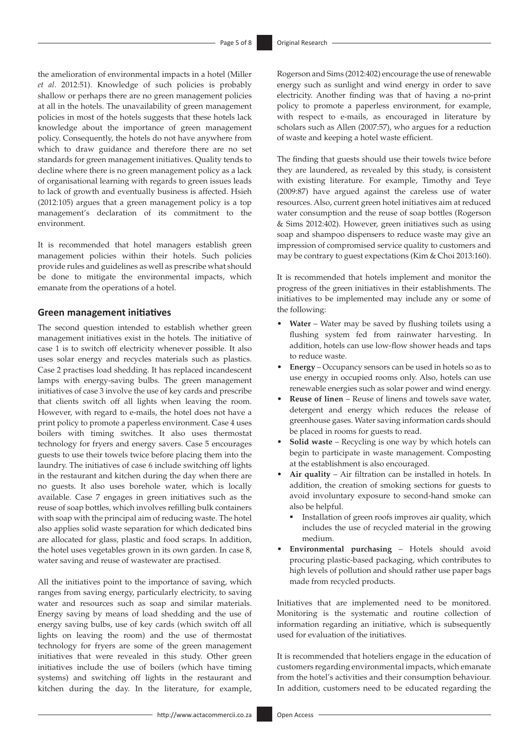the amelioration of environmental impacts in a hotel (Miller *et al*. 2012:51). Knowledge of such policies is probably shallow or perhaps there are no green management policies at all in the hotels. The unavailability of green management policies in most of the hotels suggests that these hotels lack knowledge about the importance of green management policy. Consequently, the hotels do not have anywhere from which to draw guidance and therefore there are no set standards for green management initiatives. Quality tends to decline where there is no green management policy as a lack of organisational learning with regards to green issues leads to lack of growth and eventually business is affected. Hsieh (2012:105) argues that a green management policy is a top management's declaration of its commitment to the environment.

It is recommended that hotel managers establish green management policies within their hotels. Such policies provide rules and guidelines as well as prescribe what should be done to mitigate the environmental impacts, which emanate from the operations of a hotel.

## Green management initiatives

The second question intended to establish whether green management initiatives exist in the hotels. The initiative of case 1 is to switch off electricity whenever possible. It also uses solar energy and recycles materials such as plastics. Case 2 practises load shedding. It has replaced incandescent lamps with energy-saving bulbs. The green management initiatives of case 3 involve the use of key cards and prescribe that clients switch off all lights when leaving the room. However, with regard to e-mails, the hotel does not have a print policy to promote a paperless environment. Case 4 uses boilers with timing switches. It also uses thermostat technology for fryers and energy savers. Case 5 encourages guests to use their towels twice before placing them into the laundry. The initiatives of case 6 include switching off lights in the restaurant and kitchen during the day when there are no guests. It also uses borehole water, which is locally available. Case 7 engages in green initiatives such as the reuse of soap bottles, which involves refilling bulk containers with soap with the principal aim of reducing waste. The hotel also applies solid waste separation for which dedicated bins are allocated for glass, plastic and food scraps. In addition, the hotel uses vegetables grown in its own garden. In case 8, water saving and reuse of wastewater are practised.

All the initiatives point to the importance of saving, which ranges from saving energy, particularly electricity, to saving water and resources such as soap and similar materials. Energy saving by means of load shedding and the use of energy saving bulbs, use of key cards (which switch off all lights on leaving the room) and the use of thermostat technology for fryers are some of the green management initiatives that were revealed in this study. Other green initiatives include the use of boilers (which have timing systems) and switching off lights in the restaurant and kitchen during the day. In the literature, for example, Rogerson and Sims (2012:402) encourage the use of renewable energy such as sunlight and wind energy in order to save electricity. Another finding was that of having a no-print policy to promote a paperless environment, for example, with respect to e-mails, as encouraged in literature by scholars such as Allen (2007:57), who argues for a reduction of waste and keeping a hotel waste efficient.

The finding that guests should use their towels twice before they are laundered, as revealed by this study, is consistent with existing literature. For example, Timothy and Teye (2009:87) have argued against the careless use of water resources. Also, current green hotel initiatives aim at reduced water consumption and the reuse of soap bottles (Rogerson & Sims 2012:402). However, green initiatives such as using soap and shampoo dispensers to reduce waste may give an impression of compromised service quality to customers and may be contrary to guest expectations (Kim & Choi 2013:160).

It is recommended that hotels implement and monitor the progress of the green initiatives in their establishments. The initiatives to be implemented may include any or some of the following:

- **Water** – Water may be saved by flushing toilets using a flushing system fed from rainwater harvesting. In addition, hotels can use low-flow shower heads and taps to reduce waste.
- **Energy** – Occupancy sensors can be used in hotels so as to use energy in occupied rooms only. Also, hotels can use renewable energies such as solar power and wind energy.
- **Reuse of linen** – Reuse of linens and towels save water, detergent and energy which reduces the release of greenhouse gases. Water saving information cards should be placed in rooms for guests to read.
- **Solid waste** – Recycling is one way by which hotels can begin to participate in waste management. Composting at the establishment is also encouraged.
- **Air quality** – Air filtration can be installed in hotels. In addition, the creation of smoking sections for guests to avoid involuntary exposure to second-hand smoke can also be helpful.
  - Installation of green roofs improves air quality, which includes the use of recycled material in the growing medium.
- **Environmental purchasing** – Hotels should avoid procuring plastic-based packaging, which contributes to high levels of pollution and should rather use paper bags made from recycled products.

Initiatives that are implemented need to be monitored. Monitoring is the systematic and routine collection of information regarding an initiative, which is subsequently used for evaluation of the initiatives.

It is recommended that hoteliers engage in the education of customers regarding environmental impacts, which emanate from the hotel's activities and their consumption behaviour. In addition, customers need to be educated regarding the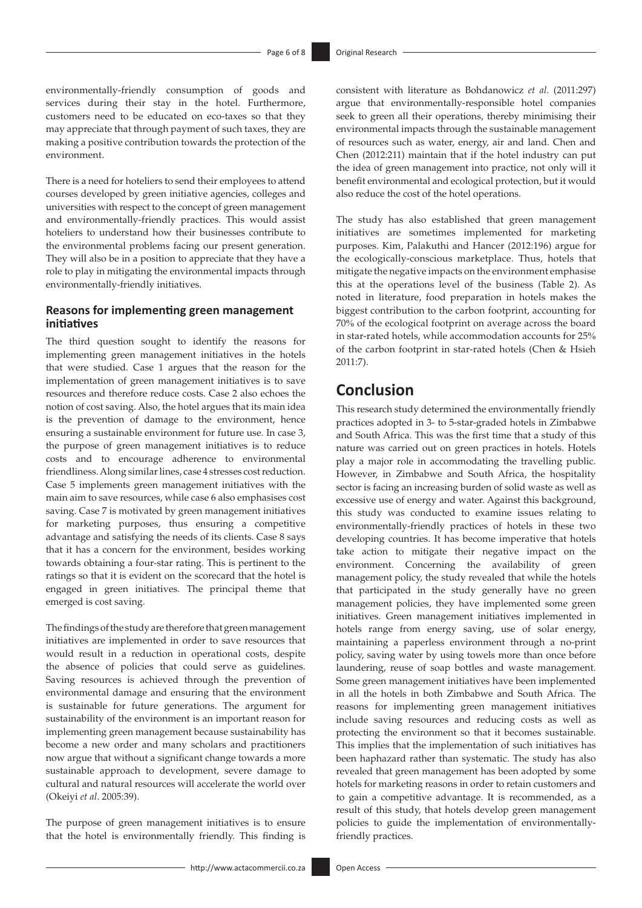environmentally-friendly consumption of goods and services during their stay in the hotel. Furthermore, customers need to be educated on eco-taxes so that they may appreciate that through payment of such taxes, they are making a positive contribution towards the protection of the environment.

There is a need for hoteliers to send their employees to attend courses developed by green initiative agencies, colleges and universities with respect to the concept of green management and environmentally-friendly practices. This would assist hoteliers to understand how their businesses contribute to the environmental problems facing our present generation. They will also be in a position to appreciate that they have a role to play in mitigating the environmental impacts through environmentally-friendly initiatives.

### Reasons for implementing green management initiatives

The third question sought to identify the reasons for implementing green management initiatives in the hotels that were studied. Case 1 argues that the reason for the implementation of green management initiatives is to save resources and therefore reduce costs. Case 2 also echoes the notion of cost saving. Also, the hotel argues that its main idea is the prevention of damage to the environment, hence ensuring a sustainable environment for future use. In case 3, the purpose of green management initiatives is to reduce costs and to encourage adherence to environmental friendliness. Along similar lines, case 4 stresses cost reduction. Case 5 implements green management initiatives with the main aim to save resources, while case 6 also emphasises cost saving. Case 7 is motivated by green management initiatives for marketing purposes, thus ensuring a competitive advantage and satisfying the needs of its clients. Case 8 says that it has a concern for the environment, besides working towards obtaining a four-star rating. This is pertinent to the ratings so that it is evident on the scorecard that the hotel is engaged in green initiatives. The principal theme that emerged is cost saving.

The findings of the study are therefore that green management initiatives are implemented in order to save resources that would result in a reduction in operational costs, despite the absence of policies that could serve as guidelines. Saving resources is achieved through the prevention of environmental damage and ensuring that the environment is sustainable for future generations. The argument for sustainability of the environment is an important reason for implementing green management because sustainability has become a new order and many scholars and practitioners now argue that without a significant change towards a more sustainable approach to development, severe damage to cultural and natural resources will accelerate the world over (Okeiyi *et al*. 2005:39).

The purpose of green management initiatives is to ensure that the hotel is environmentally friendly. This finding is consistent with literature as Bohdanowicz *et al*. (2011:297) argue that environmentally-responsible hotel companies seek to green all their operations, thereby minimising their environmental impacts through the sustainable management of resources such as water, energy, air and land. Chen and Chen (2012:211) maintain that if the hotel industry can put the idea of green management into practice, not only will it benefit environmental and ecological protection, but it would also reduce the cost of the hotel operations.

The study has also established that green management initiatives are sometimes implemented for marketing purposes. Kim, Palakuthi and Hancer (2012:196) argue for the ecologically-conscious marketplace. Thus, hotels that mitigate the negative impacts on the environment emphasise this at the operations level of the business (Table 2). As noted in literature, food preparation in hotels makes the biggest contribution to the carbon footprint, accounting for 70% of the ecological footprint on average across the board in star-rated hotels, while accommodation accounts for 25% of the carbon footprint in star-rated hotels (Chen & Hsieh 2011:7).

## Conclusion

This research study determined the environmentally friendly practices adopted in 3- to 5-star-graded hotels in Zimbabwe and South Africa. This was the first time that a study of this nature was carried out on green practices in hotels. Hotels play a major role in accommodating the travelling public. However, in Zimbabwe and South Africa, the hospitality sector is facing an increasing burden of solid waste as well as excessive use of energy and water. Against this background, this study was conducted to examine issues relating to environmentally-friendly practices of hotels in these two developing countries. It has become imperative that hotels take action to mitigate their negative impact on the environment. Concerning the availability of green management policy, the study revealed that while the hotels that participated in the study generally have no green management policies, they have implemented some green initiatives. Green management initiatives implemented in hotels range from energy saving, use of solar energy, maintaining a paperless environment through a no-print policy, saving water by using towels more than once before laundering, reuse of soap bottles and waste management. Some green management initiatives have been implemented in all the hotels in both Zimbabwe and South Africa. The reasons for implementing green management initiatives include saving resources and reducing costs as well as protecting the environment so that it becomes sustainable. This implies that the implementation of such initiatives has been haphazard rather than systematic. The study has also revealed that green management has been adopted by some hotels for marketing reasons in order to retain customers and to gain a competitive advantage. It is recommended, as a result of this study, that hotels develop green management policies to guide the implementation of environmentally-friendly practices.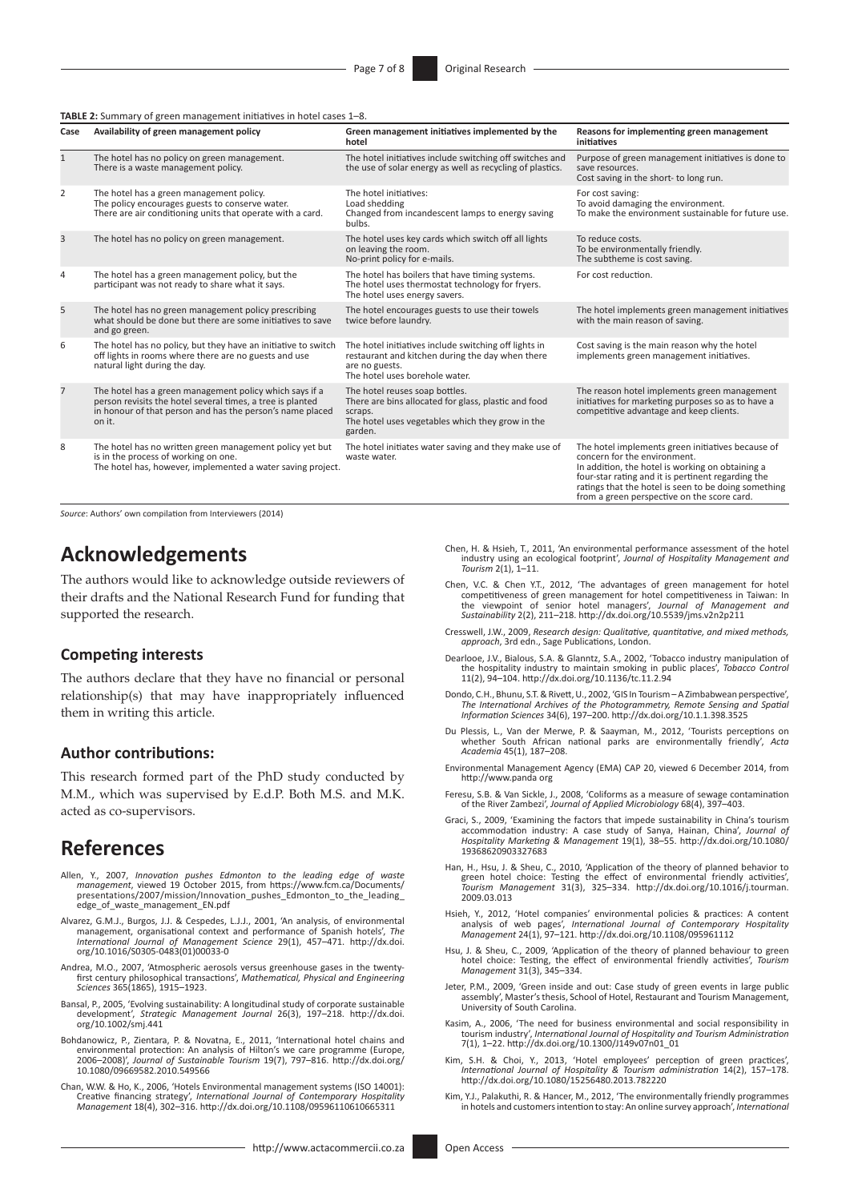**TABLE 2:** Summary of green management initiatives in hotel cases 1–8.

| Case | Availability of green management policy | Green management initiatives implemented by the hotel | Reasons for implementing green management initiatives |
|---|---|---|---|
| 1 | The hotel has no policy on green management. There is a waste management policy. | The hotel initiatives include switching off switches and the use of solar energy as well as recycling of plastics. | Purpose of green management initiatives is done to save resources. Cost saving in the short- to long run. |
| 2 | The hotel has a green management policy. The policy encourages guests to conserve water. There are air conditioning units that operate with a card. | The hotel initiatives: Load shedding Changed from incandescent lamps to energy saving bulbs. | For cost saving: To avoid damaging the environment. To make the environment sustainable for future use. |
| 3 | The hotel has no policy on green management. | The hotel uses key cards which switch off all lights on leaving the room. No-print policy for e-mails. | To reduce costs. To be environmentally friendly. The subtheme is cost saving. |
| 4 | The hotel has a green management policy, but the participant was not ready to share what it says. | The hotel has boilers that have timing systems. The hotel uses thermostat technology for fryers. The hotel uses energy savers. | For cost reduction. |
| 5 | The hotel has no green management policy prescribing what should be done but there are some initiatives to save and go green. | The hotel encourages guests to use their towels twice before laundry. | The hotel implements green management initiatives with the main reason of saving. |
| 6 | The hotel has no policy, but they have an initiative to switch off lights in rooms where there are no guests and use natural light during the day. | The hotel initiatives include switching off lights in restaurant and kitchen during the day when there are no guests. The hotel uses borehole water. | Cost saving is the main reason why the hotel implements green management initiatives. |
| 7 | The hotel has a green management policy which says if a person revisits the hotel several times, a tree is planted in honour of that person and has the person's name placed on it. | The hotel reuses soap bottles. There are bins allocated for glass, plastic and food scraps. The hotel uses vegetables which they grow in the garden. | The reason hotel implements green management initiatives for marketing purposes so as to have a competitive advantage and keep clients. |
| 8 | The hotel has no written green management policy yet but is in the process of working on one. The hotel has, however, implemented a water saving project. | The hotel initiates water saving and they make use of waste water. | The hotel implements green initiatives because of concern for the environment. In addition, the hotel is working on obtaining a four-star rating and it is pertinent regarding the ratings that the hotel is seen to be doing something from a green perspective on the score card. |

*Source*: Authors' own compilation from Interviewers (2014)

# Acknowledgements

The authors would like to acknowledge outside reviewers of their drafts and the National Research Fund for funding that supported the research.

## Competing interests

The authors declare that they have no financial or personal relationship(s) that may have inappropriately influenced them in writing this article.

## Author contributions:

This research formed part of the PhD study conducted by M.M., which was supervised by E.d.P. Both M.S. and M.K. acted as co-supervisors.

# References

Allen, Y., 2007, *Innovation pushes Edmonton to the leading edge of waste management*, viewed 19 October 2015, from https://www.fcm.ca/Documents/presentations/2007/mission/Innovation_pushes_Edmonton_to_the_leading_edge_of_waste_management_EN.pdf

Alvarez, G.M.J., Burgos, J.J. & Cespedes, L.J.J., 2001, 'An analysis, of environmental management, organisational context and performance of Spanish hotels', *The International Journal of Management Science* 29(1), 457–471. http://dx.doi.org/10.1016/S0305-0483(01)00033-0

Andrea, M.O., 2007, 'Atmospheric aerosols versus greenhouse gases in the twenty-first century philosophical transactions', *Mathematical, Physical and Engineering Sciences* 365(1865), 1915–1923.

Bansal, P., 2005, 'Evolving sustainability: A longitudinal study of corporate sustainable development', *Strategic Management Journal* 26(3), 197–218. http://dx.doi.org/10.1002/smj.441

Bohdanowicz, P., Zientara, P. & Novatna, E., 2011, 'International hotel chains and environmental protection: An analysis of Hilton's we care programme (Europe, 2006–2008)', *Journal of Sustainable Tourism* 19(7), 797–816. http://dx.doi.org/10.1080/09669582.2010.549566

Chan, W.W. & Ho, K., 2006, 'Hotels Environmental management systems (ISO 14001): Creative financing strategy', *International Journal of Contemporary Hospitality Management* 18(4), 302–316. http://dx.doi.org/10.1108/09596110610665311

Chen, H. & Hsieh, T., 2011, 'An environmental performance assessment of the hotel industry using an ecological footprint', *Journal of Hospitality Management and Tourism* 2(1), 1–11.

Chen, V.C. & Chen Y.T., 2012, 'The advantages of green management for hotel competitiveness of green management for hotel competitiveness in Taiwan: In the viewpoint of senior hotel managers', *Journal of Management and Sustainability* 2(2), 211–218. http://dx.doi.org/10.5539/jms.v2n2p211

Cresswell, J.W., 2009, *Research design: Qualitative, quantitative, and mixed methods, approach*, 3rd edn., Sage Publications, London.

Dearlooe, J.V., Bialous, S.A. & Glanntz, S.A., 2002, 'Tobacco industry manipulation of the hospitality industry to maintain smoking in public places', *Tobacco Control* 11(2), 94–104. http://dx.doi.org/10.1136/tc.11.2.94

Dondo, C.H., Bhunu, S.T. & Rivett, U., 2002, 'GIS In Tourism – A Zimbabwean perspective', *The International Archives of the Photogrammetry, Remote Sensing and Spatial Information Sciences* 34(6), 197–200. http://dx.doi.org/10.1.1.398.3525

Du Plessis, L., Van der Merwe, P. & Saayman, M., 2012, 'Tourists perceptions on whether South African national parks are environmentally friendly', *Acta Academia* 45(1), 187–208.

Environmental Management Agency (EMA) CAP 20, viewed 6 December 2014, from http://www.panda org

Feresu, S.B. & Van Sickle, J., 2008, 'Coliforms as a measure of sewage contamination of the River Zambezi', *Journal of Applied Microbiology* 68(4), 397–403.

Graci, S., 2009, 'Examining the factors that impede sustainability in China's tourism accommodation industry: A case study of Sanya, Hainan, China', *Journal of Hospitality Marketing & Management* 19(1), 38–55. http://dx.doi.org/10.1080/19368620903327683

Han, H., Hsu, J. & Sheu, C., 2010, 'Application of the theory of planned behavior to green hotel choice: Testing the effect of environmental friendly activities', *Tourism Management* 31(3), 325–334. http://dx.doi.org/10.1016/j.tourman.2009.03.013

Hsieh, Y., 2012, 'Hotel companies' environmental policies & practices: A content analysis of web pages', *International Journal of Contemporary Hospitality Management* 24(1), 97–121. http://dx.doi.org/10.1108/095961112

Hsu, J. & Sheu, C., 2009, 'Application of the theory of planned behaviour to green hotel choice: Testing, the effect of environmental friendly activities', *Tourism Management* 31(3), 345–334.

Jeter, P.M., 2009, 'Green inside and out: Case study of green events in large public assembly', Master's thesis, School of Hotel, Restaurant and Tourism Management, University of South Carolina.

Kasim, A., 2006, 'The need for business environmental and social responsibility in tourism industry', *International Journal of Hospitality and Tourism Administration* 7(1), 1–22. http://dx.doi.org/10.1300/J149v07n01_01

Kim, S.H. & Choi, Y., 2013, 'Hotel employees' perception of green practices', *International Journal of Hospitality & Tourism administration* 14(2), 157–178. http://dx.doi.org/10.1080/15256480.2013.782220

Kim, Y.J., Palakuthi, R. & Hancer, M., 2012, 'The environmentally friendly programmes in hotels and customers intention to stay: An online survey approach', *International*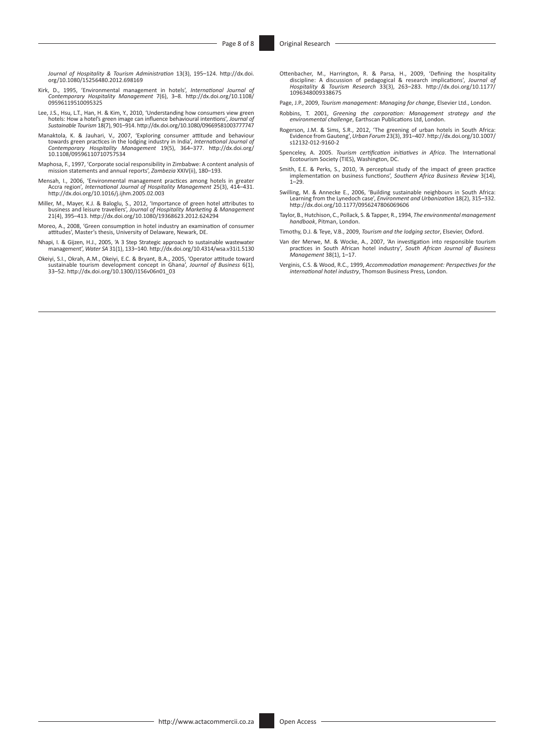*Journal of Hospitality & Tourism Administration* 13(3), 195–124. http://dx.doi.org/10.1080/15256480.2012.698169

Kirk, D., 1995, 'Environmental management in hotels', *International Journal of Contemporary Hospitality Management* 7(6), 3–8. http://dx.doi.org/10.1108/09596119510095325

Lee, J.S., Hsu, L.T., Han, H. & Kim, Y., 2010, 'Understanding how consumers view green hotels: How a hotel's green image can influence behavioural intentions', *Journal of Sustainable Tourism* 18(7), 901–914. http://dx.doi.org/10.1080/09669581003777747

Manaktola, K. & Jauhari, V., 2007, 'Exploring consumer attitude and behaviour towards green practices in the lodging industry in India', *International Journal of Contemporary Hospitality Management* 19(5), 364–377. http://dx.doi.org/10.1108/09596110710757534

Maphosa, F., 1997, 'Corporate social responsibility in Zimbabwe: A content analysis of mission statements and annual reports', *Zambezia* XXIV(ii), 180–193.

Mensah, I., 2006, 'Environmental management practices among hotels in greater Accra region', *International Journal of Hospitality Management* 25(3), 414–431. http://dx.doi.org/10.1016/j.ijhm.2005.02.003

Miller, M., Mayer, K.J. & Baloglu, S., 2012, 'Importance of green hotel attributes to business and leisure travellers', *Journal of Hospitality Marketing & Management* 21(4), 395–413. http://dx.doi.org/10.1080/19368623.2012.624294

Moreo, A., 2008, 'Green consumption in hotel industry an examination of consumer attitudes', Master's thesis, University of Delaware, Newark, DE.

Nhapi, I. & Gijzen, H.J., 2005, 'A 3 Step Strategic approach to sustainable wastewater management', *Water SA* 31(1), 133–140. http://dx.doi.org/10.4314/wsa.v31i1.5130

Okeiyi, S.I., Okrah, A.M., Okeiyi, E.C. & Bryant, B.A., 2005, 'Operator attitude toward sustainable tourism development concept in Ghana', *Journal of Business* 6(1), 33–52. http://dx.doi.org/10.1300/J156v06n01_03

Ottenbacher, M., Harrington, R. & Parsa, H., 2009, 'Defining the hospitality discipline: A discussion of pedagogical & research implications', *Journal of Hospitality & Tourism Research* 33(3), 263–283. http://dx.doi.org/10.1177/1096348009338675

Page, J.P., 2009, *Tourism management: Managing for change*, Elsevier Ltd., London.

Robbins, T. 2001, *Greening the corporation: Management strategy and the environmental challenge*, Earthscan Publications Ltd, London.

Rogerson, J.M. & Sims, S.R., 2012, 'The greening of urban hotels in South Africa: Evidence from Gauteng', *Urban Forum* 23(3), 391–407. http://dx.doi.org/10.1007/s12132-012-9160-2

Spenceley, A. 2005. *Tourism certification initiatives in Africa*. The International Ecotourism Society (TIES), Washington, DC.

Smith, E.E. & Perks, S., 2010, 'A perceptual study of the impact of green practice implementation on business functions', *Southern Africa Business Review* 3(14), 1–29.

Swilling, M. & Annecke E., 2006, 'Building sustainable neighbours in South Africa: Learning from the Lynedoch case', *Environment and Urbanization* 18(2), 315–332. http://dx.doi.org/10.1177/0956247806069606

Taylor, B., Hutchison, C., Pollack, S. & Tapper, R., 1994, *The environmental management handbook*, Pitman, London.

Timothy, D.J. & Teye, V.B., 2009, *Tourism and the lodging sector*, Elsevier, Oxford.

Van der Merwe, M. & Wocke, A., 2007, 'An investigation into responsible tourism practices in South African hotel industry', *South African Journal of Business Management* 38(1), 1–17.

Verginis, C.S. & Wood, R.C., 1999, *Accommodation management: Perspectives for the international hotel industry*, Thomson Business Press, London.